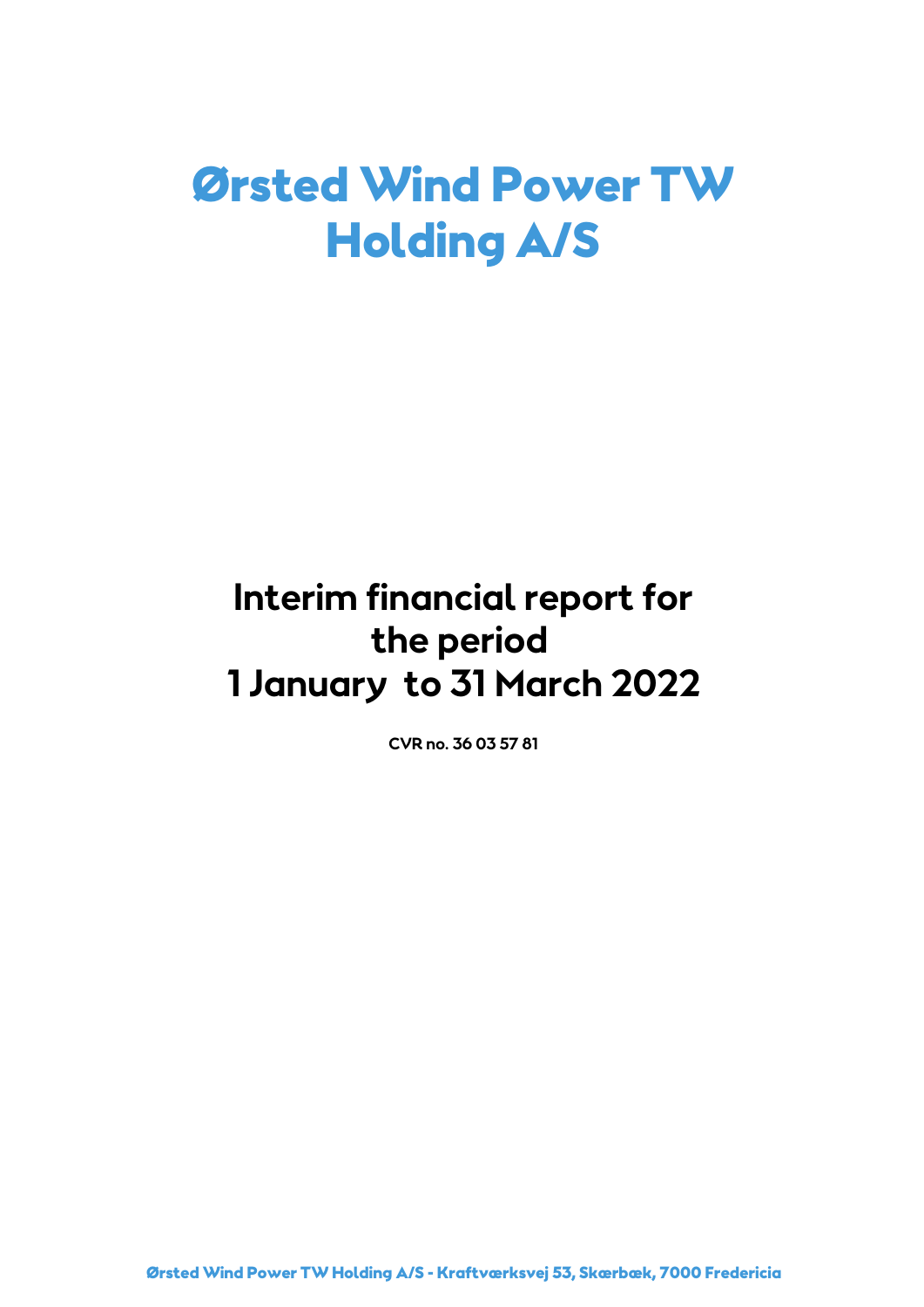# Ørsted Wind Power TW Holding A/S

## Interim financial report for the period 1 January to 31 March 2022

**CVR no. 36 03 57 81**

Ørsted Wind Power TW Holding A/S - Kraftværksvej 53, Skærbæk, 7000 Fredericia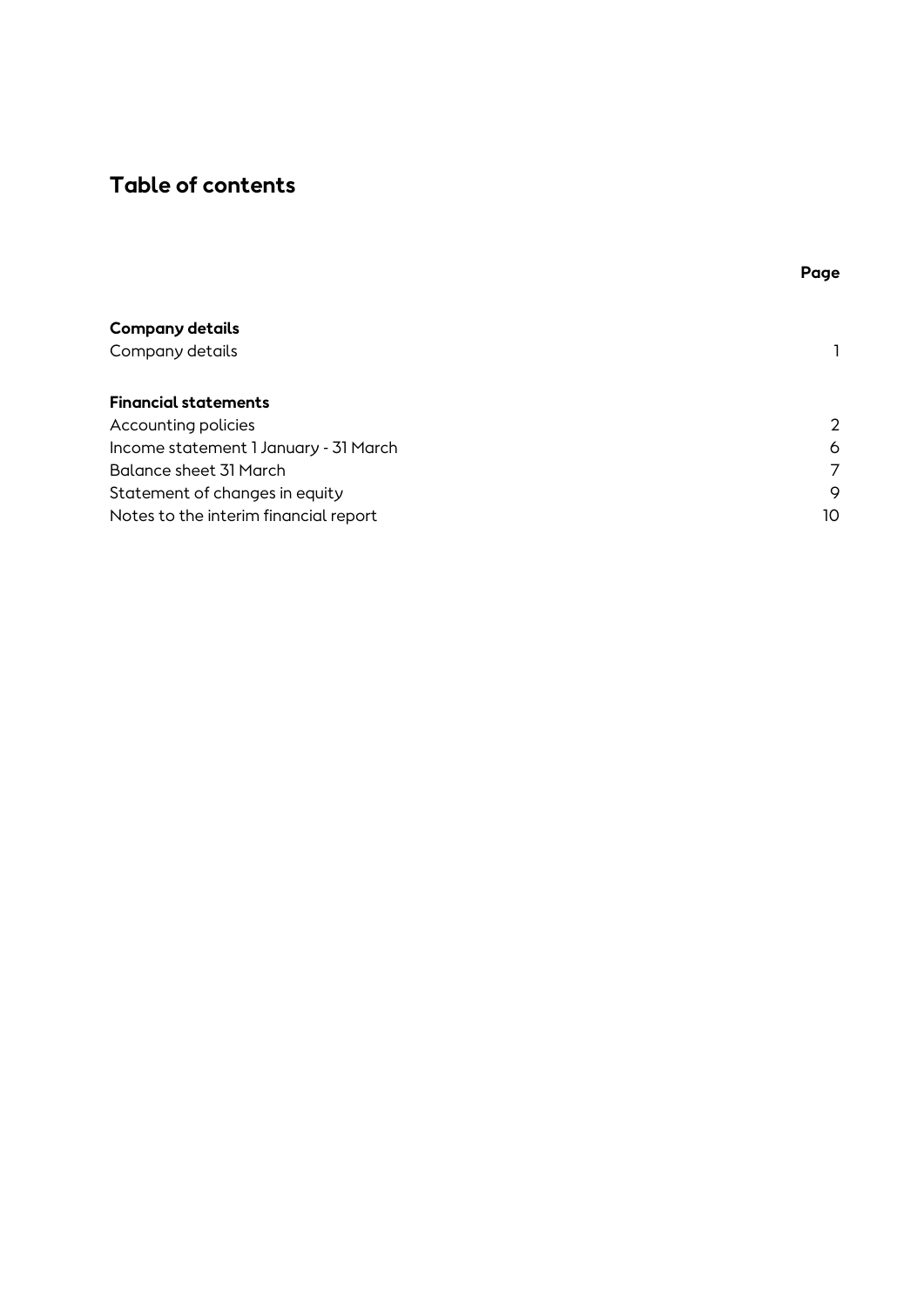# Table of contents

| | Page |
|---|---|
| **Company details** | |
| Company details | 1 |
| | |
| **Financial statements** | |
| Accounting policies | 2 |
| Income statement 1 January - 31 March | 6 |
| Balance sheet 31 March | 7 |
| Statement of changes in equity | 9 |
| Notes to the interim financial report | 10 |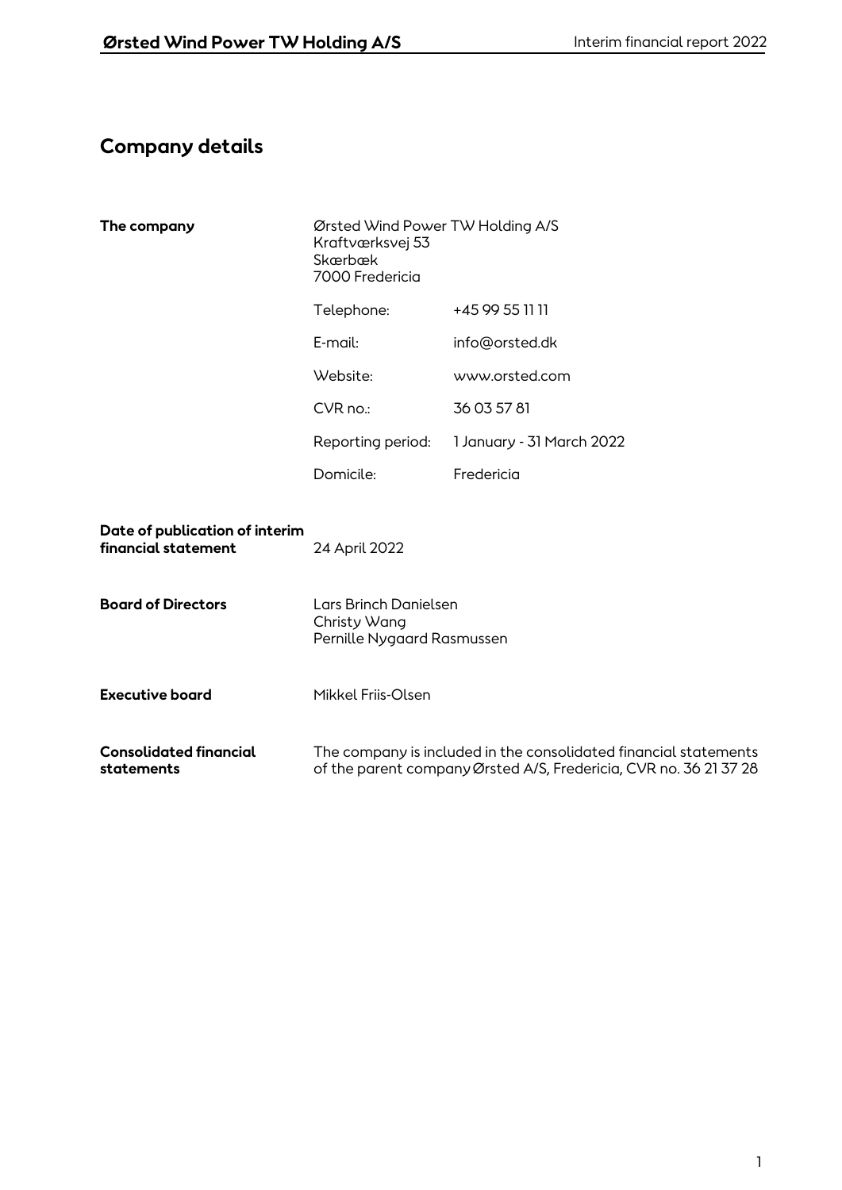# Company details

**The company**

Ørsted Wind Power TW Holding A/S
Kraftværksvej 53
Skærbæk
7000 Fredericia

| | |
|---|---|
| Telephone: | +45 99 55 11 11 |
| E-mail: | info@orsted.dk |
| Website: | www.orsted.com |
| CVR no.: | 36 03 57 81 |
| Reporting period: | 1 January - 31 March 2022 |
| Domicile: | Fredericia |

**Date of publication of interim financial statement**

24 April 2022

**Board of Directors**

Lars Brinch Danielsen
Christy Wang
Pernille Nygaard Rasmussen

**Executive board**

Mikkel Friis-Olsen

**Consolidated financial statements**

The company is included in the consolidated financial statements of the parent company Ørsted A/S, Fredericia, CVR no. 36 21 37 28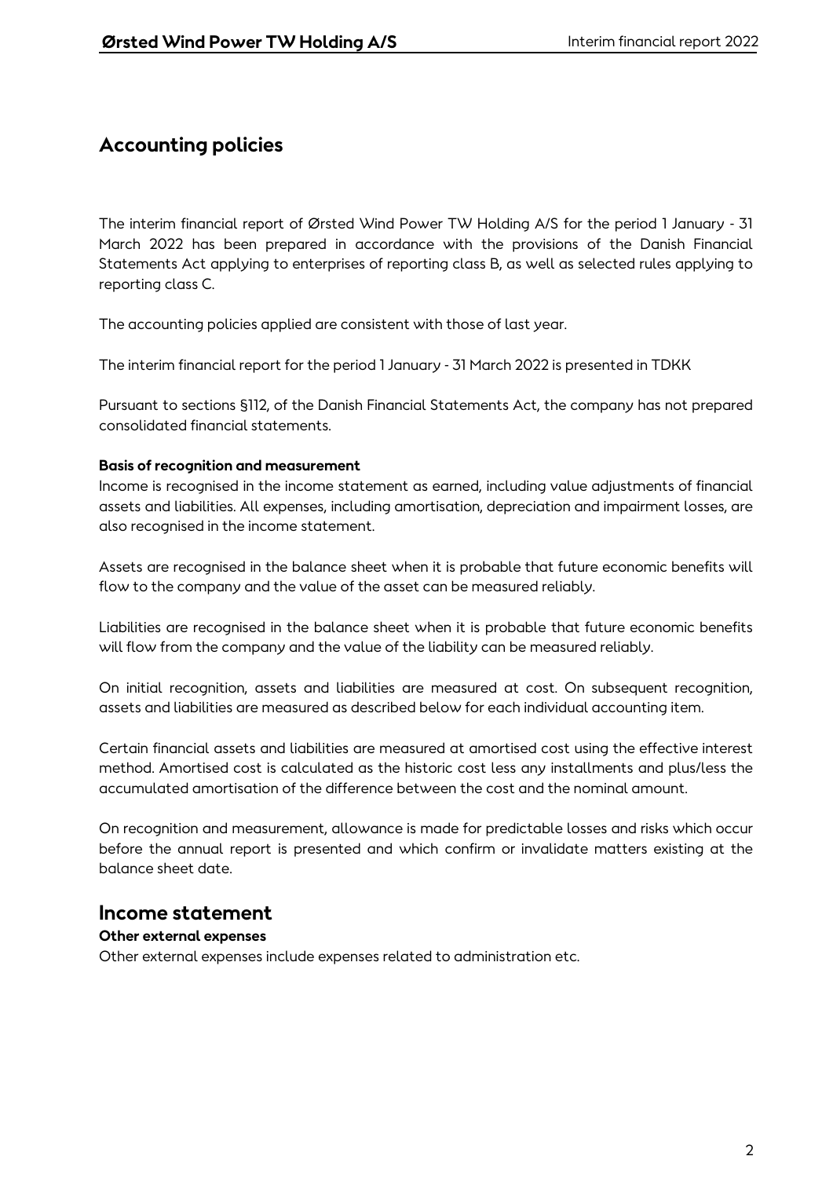# Accounting policies

The interim financial report of Ørsted Wind Power TW Holding A/S for the period 1 January - 31 March 2022 has been prepared in accordance with the provisions of the Danish Financial Statements Act applying to enterprises of reporting class B, as well as selected rules applying to reporting class C.

The accounting policies applied are consistent with those of last year.

The interim financial report for the period 1 January - 31 March 2022 is presented in TDKK

Pursuant to sections §112, of the Danish Financial Statements Act, the company has not prepared consolidated financial statements.

**Basis of recognition and measurement**

Income is recognised in the income statement as earned, including value adjustments of financial assets and liabilities. All expenses, including amortisation, depreciation and impairment losses, are also recognised in the income statement.

Assets are recognised in the balance sheet when it is probable that future economic benefits will flow to the company and the value of the asset can be measured reliably.

Liabilities are recognised in the balance sheet when it is probable that future economic benefits will flow from the company and the value of the liability can be measured reliably.

On initial recognition, assets and liabilities are measured at cost. On subsequent recognition, assets and liabilities are measured as described below for each individual accounting item.

Certain financial assets and liabilities are measured at amortised cost using the effective interest method. Amortised cost is calculated as the historic cost less any installments and plus/less the accumulated amortisation of the difference between the cost and the nominal amount.

On recognition and measurement, allowance is made for predictable losses and risks which occur before the annual report is presented and which confirm or invalidate matters existing at the balance sheet date.

## Income statement

**Other external expenses**

Other external expenses include expenses related to administration etc.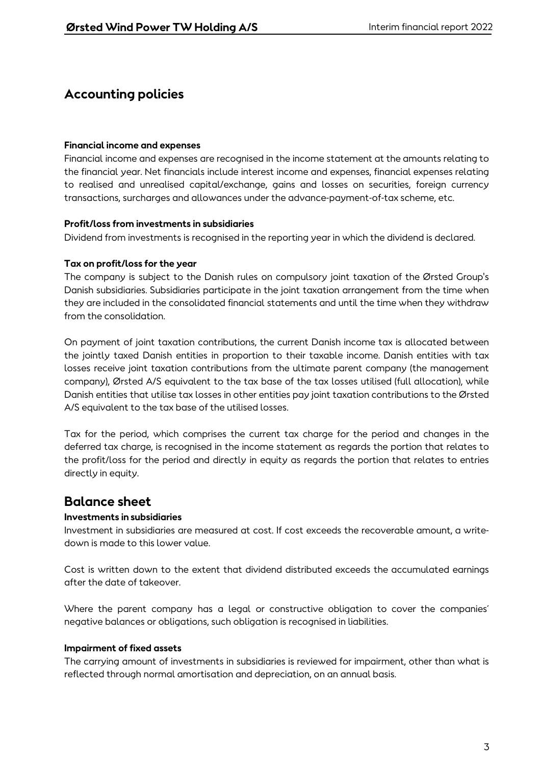## Accounting policies

**Financial income and expenses**

Financial income and expenses are recognised in the income statement at the amounts relating to the financial year. Net financials include interest income and expenses, financial expenses relating to realised and unrealised capital/exchange, gains and losses on securities, foreign currency transactions, surcharges and allowances under the advance-payment-of-tax scheme, etc.

**Profit/loss from investments in subsidiaries**

Dividend from investments is recognised in the reporting year in which the dividend is declared.

**Tax on profit/loss for the year**

The company is subject to the Danish rules on compulsory joint taxation of the Ørsted Group's Danish subsidiaries. Subsidiaries participate in the joint taxation arrangement from the time when they are included in the consolidated financial statements and until the time when they withdraw from the consolidation.

On payment of joint taxation contributions, the current Danish income tax is allocated between the jointly taxed Danish entities in proportion to their taxable income. Danish entities with tax losses receive joint taxation contributions from the ultimate parent company (the management company), Ørsted A/S equivalent to the tax base of the tax losses utilised (full allocation), while Danish entities that utilise tax losses in other entities pay joint taxation contributions to the Ørsted A/S equivalent to the tax base of the utilised losses.

Tax for the period, which comprises the current tax charge for the period and changes in the deferred tax charge, is recognised in the income statement as regards the portion that relates to the profit/loss for the period and directly in equity as regards the portion that relates to entries directly in equity.

## Balance sheet

**Investments in subsidiaries**

Investment in subsidiaries are measured at cost. If cost exceeds the recoverable amount, a write-down is made to this lower value.

Cost is written down to the extent that dividend distributed exceeds the accumulated earnings after the date of takeover.

Where the parent company has a legal or constructive obligation to cover the companies´ negative balances or obligations, such obligation is recognised in liabilities.

**Impairment of fixed assets**

The carrying amount of investments in subsidiaries is reviewed for impairment, other than what is reflected through normal amortisation and depreciation, on an annual basis.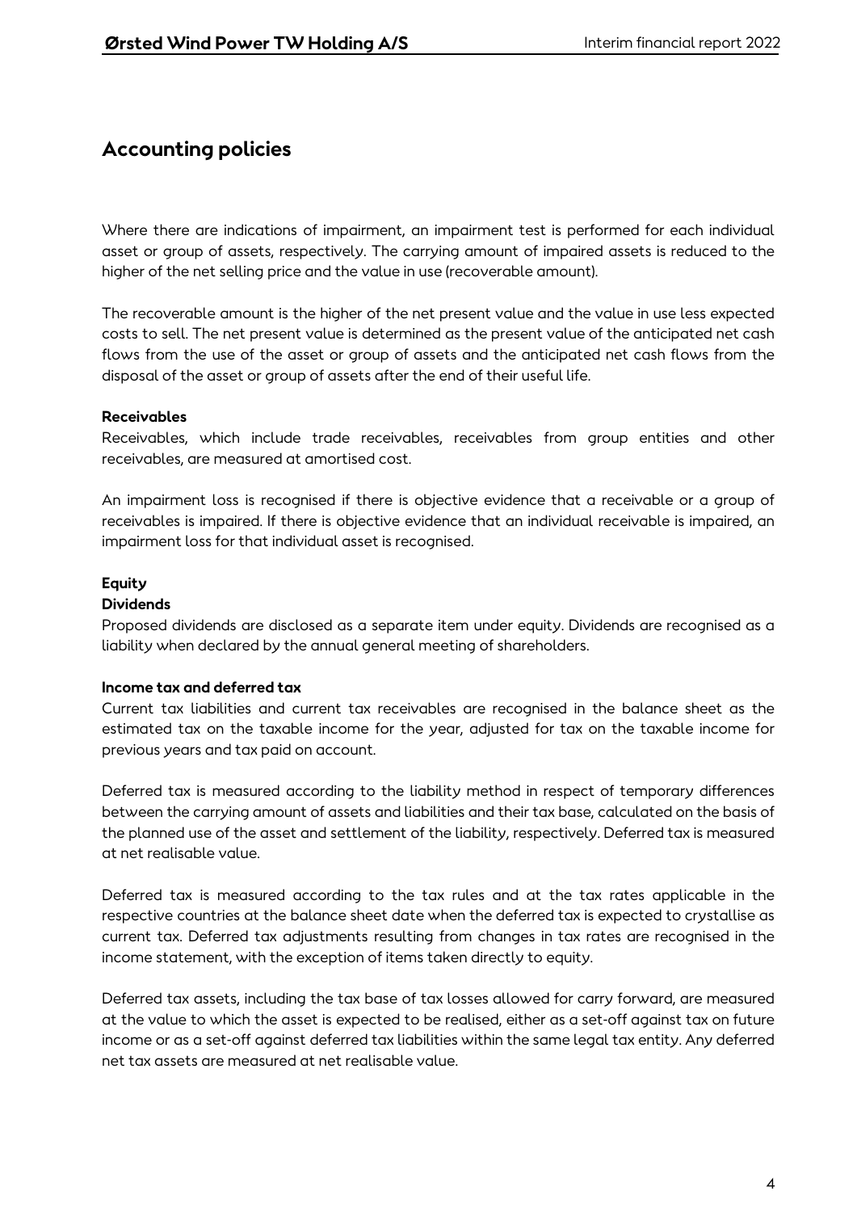## Accounting policies

Where there are indications of impairment, an impairment test is performed for each individual asset or group of assets, respectively. The carrying amount of impaired assets is reduced to the higher of the net selling price and the value in use (recoverable amount).

The recoverable amount is the higher of the net present value and the value in use less expected costs to sell. The net present value is determined as the present value of the anticipated net cash flows from the use of the asset or group of assets and the anticipated net cash flows from the disposal of the asset or group of assets after the end of their useful life.

**Receivables**

Receivables, which include trade receivables, receivables from group entities and other receivables, are measured at amortised cost.

An impairment loss is recognised if there is objective evidence that a receivable or a group of receivables is impaired. If there is objective evidence that an individual receivable is impaired, an impairment loss for that individual asset is recognised.

**Equity**

**Dividends**

Proposed dividends are disclosed as a separate item under equity. Dividends are recognised as a liability when declared by the annual general meeting of shareholders.

**Income tax and deferred tax**

Current tax liabilities and current tax receivables are recognised in the balance sheet as the estimated tax on the taxable income for the year, adjusted for tax on the taxable income for previous years and tax paid on account.

Deferred tax is measured according to the liability method in respect of temporary differences between the carrying amount of assets and liabilities and their tax base, calculated on the basis of the planned use of the asset and settlement of the liability, respectively. Deferred tax is measured at net realisable value.

Deferred tax is measured according to the tax rules and at the tax rates applicable in the respective countries at the balance sheet date when the deferred tax is expected to crystallise as current tax. Deferred tax adjustments resulting from changes in tax rates are recognised in the income statement, with the exception of items taken directly to equity.

Deferred tax assets, including the tax base of tax losses allowed for carry forward, are measured at the value to which the asset is expected to be realised, either as a set-off against tax on future income or as a set-off against deferred tax liabilities within the same legal tax entity. Any deferred net tax assets are measured at net realisable value.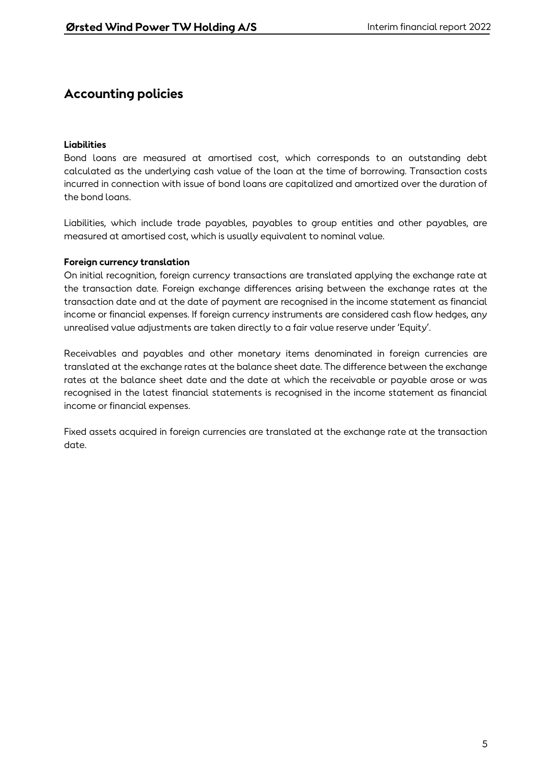# Accounting policies

**Liabilities**

Bond loans are measured at amortised cost, which corresponds to an outstanding debt calculated as the underlying cash value of the loan at the time of borrowing. Transaction costs incurred in connection with issue of bond loans are capitalized and amortized over the duration of the bond loans.

Liabilities, which include trade payables, payables to group entities and other payables, are measured at amortised cost, which is usually equivalent to nominal value.

**Foreign currency translation**

On initial recognition, foreign currency transactions are translated applying the exchange rate at the transaction date. Foreign exchange differences arising between the exchange rates at the transaction date and at the date of payment are recognised in the income statement as financial income or financial expenses. If foreign currency instruments are considered cash flow hedges, any unrealised value adjustments are taken directly to a fair value reserve under 'Equity'.

Receivables and payables and other monetary items denominated in foreign currencies are translated at the exchange rates at the balance sheet date. The difference between the exchange rates at the balance sheet date and the date at which the receivable or payable arose or was recognised in the latest financial statements is recognised in the income statement as financial income or financial expenses.

Fixed assets acquired in foreign currencies are translated at the exchange rate at the transaction date.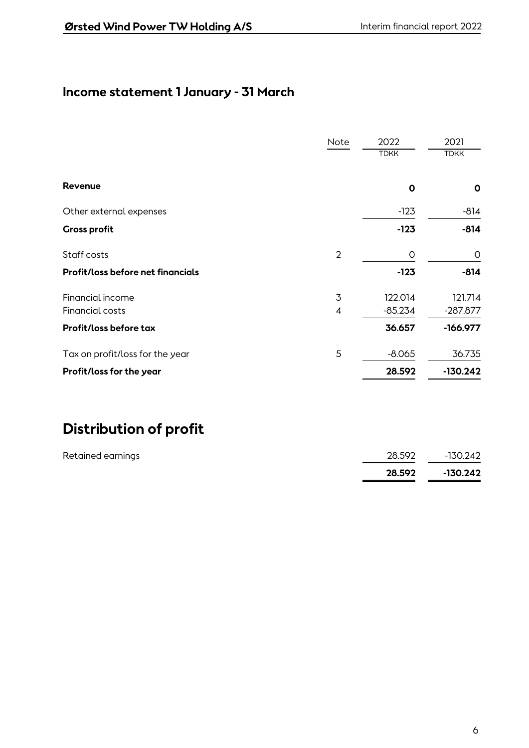## Income statement 1 January - 31 March

| | Note | 2022 | 2021 |
|---|---|---|---|
| | | TDKK | TDKK |
| **Revenue** | | **0** | **0** |
| Other external expenses | | -123 | -814 |
| **Gross profit** | | **-123** | **-814** |
| Staff costs | 2 | 0 | 0 |
| **Profit/loss before net financials** | | **-123** | **-814** |
| Financial income | 3 | 122.014 | 121.714 |
| Financial costs | 4 | -85.234 | -287.877 |
| **Profit/loss before tax** | | **36.657** | **-166.977** |
| Tax on profit/loss for the year | 5 | -8.065 | 36.735 |
| **Profit/loss for the year** | | **28.592** | **-130.242** |

## Distribution of profit

| | 2022 | 2021 |
|---|---|---|
| Retained earnings | 28.592 | -130.242 |
| | **28.592** | **-130.242** |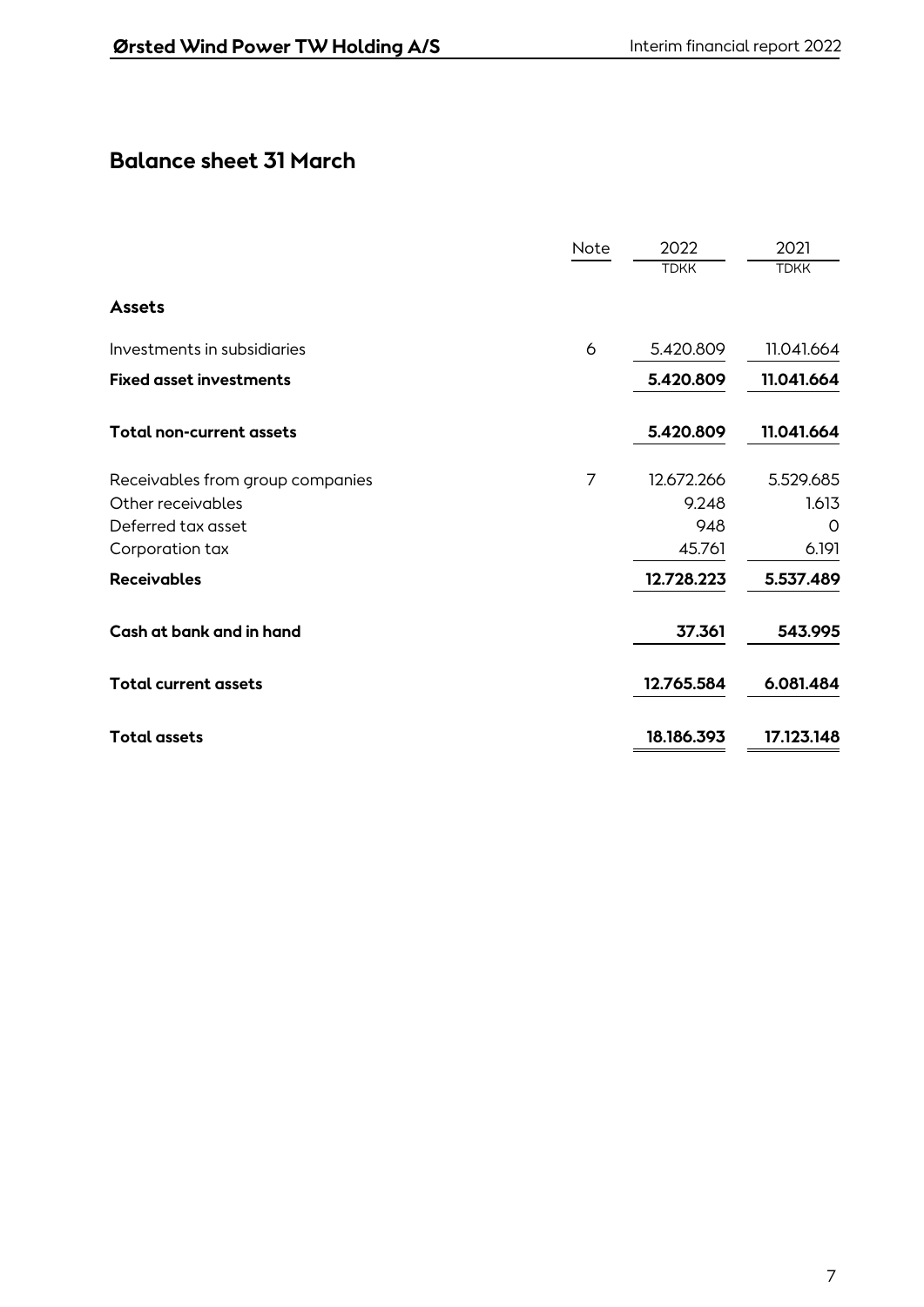## Balance sheet 31 March

| | Note | 2022 | 2021 |
|---|---|---|---|
| | | TDKK | TDKK |
| **Assets** | | | |
| Investments in subsidiaries | 6 | 5.420.809 | 11.041.664 |
| **Fixed asset investments** | | **5.420.809** | **11.041.664** |
| **Total non-current assets** | | **5.420.809** | **11.041.664** |
| Receivables from group companies | 7 | 12.672.266 | 5.529.685 |
| Other receivables | | 9.248 | 1.613 |
| Deferred tax asset | | 948 | 0 |
| Corporation tax | | 45.761 | 6.191 |
| **Receivables** | | **12.728.223** | **5.537.489** |
| **Cash at bank and in hand** | | **37.361** | **543.995** |
| **Total current assets** | | **12.765.584** | **6.081.484** |
| **Total assets** | | **18.186.393** | **17.123.148** |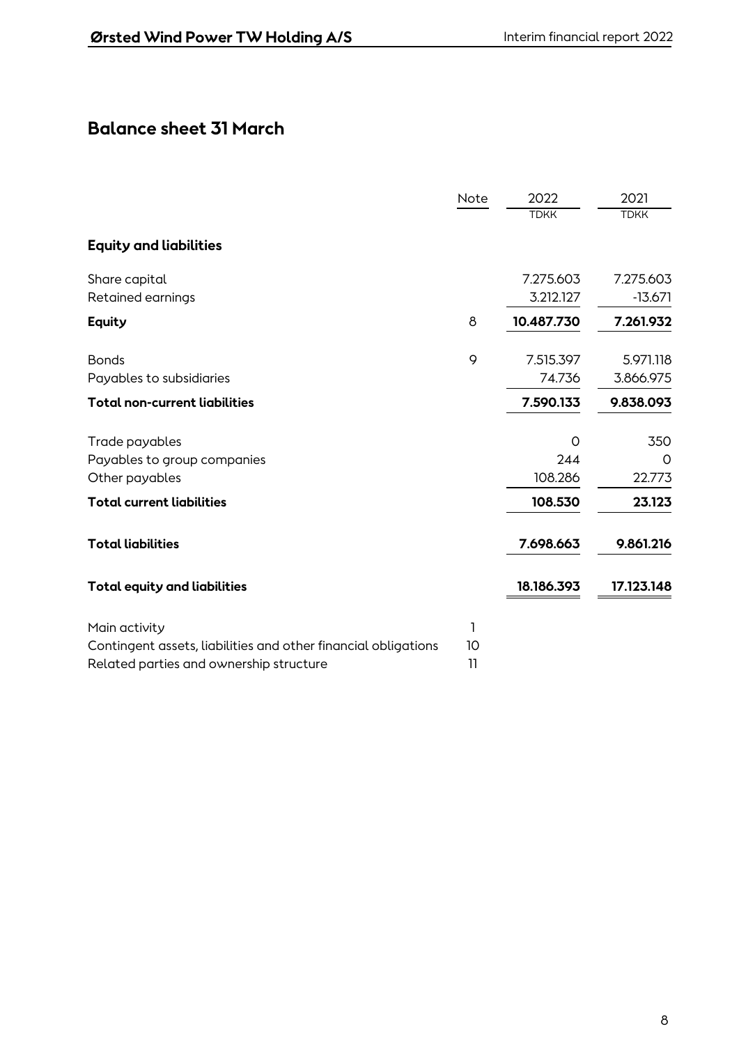## Balance sheet 31 March

| | Note | 2022 | 2021 |
|---|---|---|---|
| | | TDKK | TDKK |
| **Equity and liabilities** | | | |
| Share capital | | 7.275.603 | 7.275.603 |
| Retained earnings | | 3.212.127 | -13.671 |
| **Equity** | 8 | **10.487.730** | **7.261.932** |
| Bonds | 9 | 7.515.397 | 5.971.118 |
| Payables to subsidiaries | | 74.736 | 3.866.975 |
| **Total non-current liabilities** | | **7.590.133** | **9.838.093** |
| Trade payables | | 0 | 350 |
| Payables to group companies | | 244 | 0 |
| Other payables | | 108.286 | 22.773 |
| **Total current liabilities** | | **108.530** | **23.123** |
| **Total liabilities** | | **7.698.663** | **9.861.216** |
| **Total equity and liabilities** | | **18.186.393** | **17.123.148** |

| | Note |
|---|---|
| Main activity | 1 |
| Contingent assets, liabilities and other financial obligations | 10 |
| Related parties and ownership structure | 11 |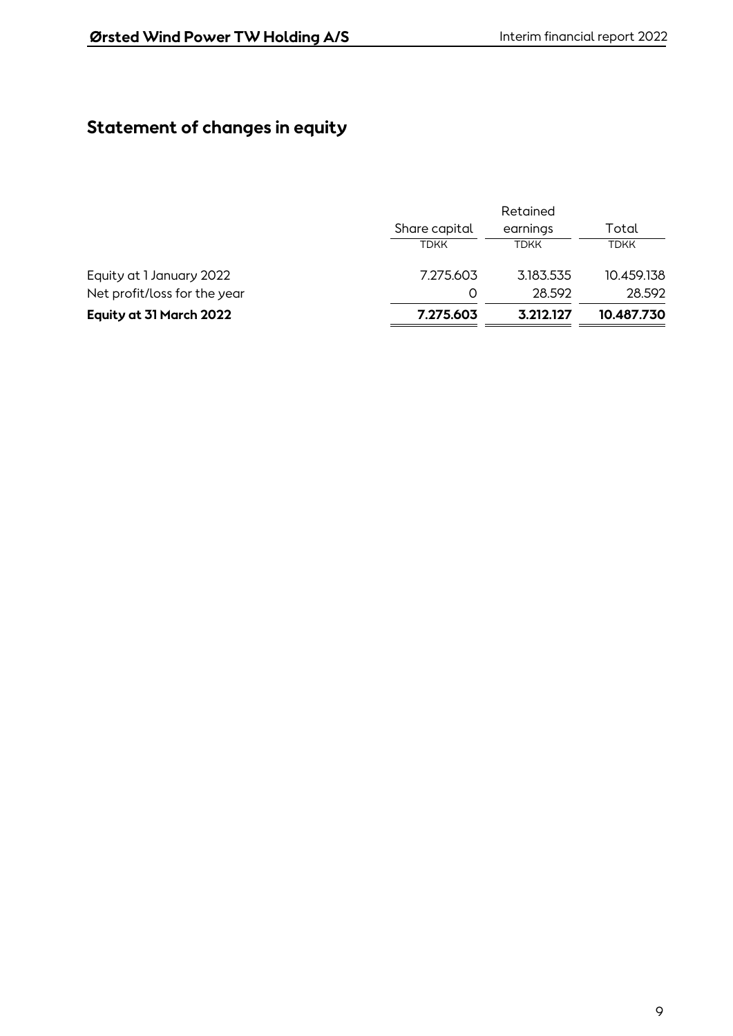# Statement of changes in equity

| | Share capital | Retained earnings | Total |
|---|---|---|---|
| | TDKK | TDKK | TDKK |
| Equity at 1 January 2022 | 7.275.603 | 3.183.535 | 10.459.138 |
| Net profit/loss for the year | 0 | 28.592 | 28.592 |
| **Equity at 31 March 2022** | **7.275.603** | **3.212.127** | **10.487.730** |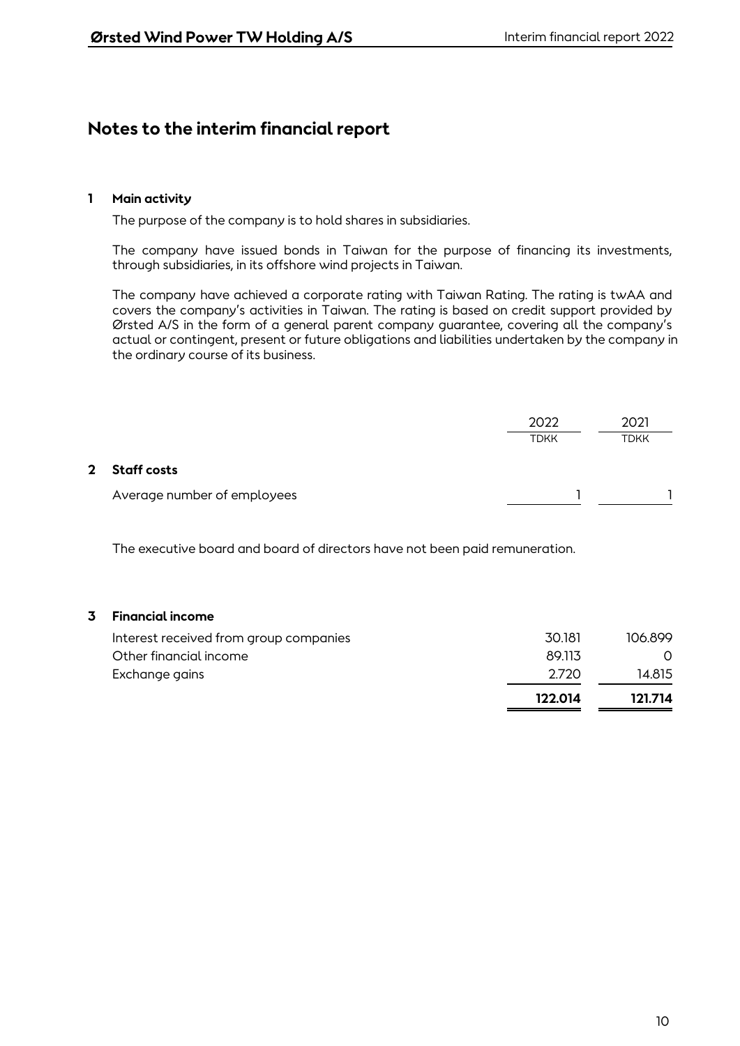# Notes to the interim financial report

**1 Main activity**

The purpose of the company is to hold shares in subsidiaries.

The company have issued bonds in Taiwan for the purpose of financing its investments, through subsidiaries, in its offshore wind projects in Taiwan.

The company have achieved a corporate rating with Taiwan Rating. The rating is twAA and covers the company's activities in Taiwan. The rating is based on credit support provided by Ørsted A/S in the form of a general parent company guarantee, covering all the company's actual or contingent, present or future obligations and liabilities undertaken by the company in the ordinary course of its business.

| | 2022 | 2021 |
|---|---|---|
| | TDKK | TDKK |
| **2 Staff costs** | | |
| Average number of employees | 1 | 1 |

The executive board and board of directors have not been paid remuneration.

| | 2022 | 2021 |
|---|---|---|
| **3 Financial income** | | |
| Interest received from group companies | 30.181 | 106.899 |
| Other financial income | 89.113 | 0 |
| Exchange gains | 2.720 | 14.815 |
| | **122.014** | **121.714** |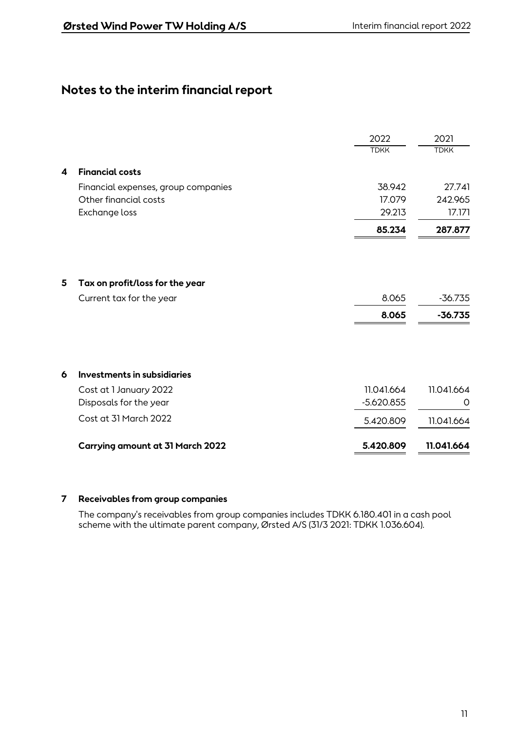## Notes to the interim financial report

| | | 2022 | 2021 |
|---|---|---|---|
| | | TDKK | TDKK |
| **4** | **Financial costs** | | |
| | Financial expenses, group companies | 38.942 | 27.741 |
| | Other financial costs | 17.079 | 242.965 |
| | Exchange loss | 29.213 | 17.171 |
| | | **85.234** | **287.877** |

| | | 2022 | 2021 |
|---|---|---|---|
| **5** | **Tax on profit/loss for the year** | | |
| | Current tax for the year | 8.065 | -36.735 |
| | | **8.065** | **-36.735** |

| | | 2022 | 2021 |
|---|---|---|---|
| **6** | **Investments in subsidiaries** | | |
| | Cost at 1 January 2022 | 11.041.664 | 11.041.664 |
| | Disposals for the year | -5.620.855 | 0 |
| | Cost at 31 March 2022 | 5.420.809 | 11.041.664 |
| | **Carrying amount at 31 March 2022** | **5.420.809** | **11.041.664** |

**7 Receivables from group companies**

The company's receivables from group companies includes TDKK 6.180.401 in a cash pool scheme with the ultimate parent company, Ørsted A/S (31/3 2021: TDKK 1.036.604).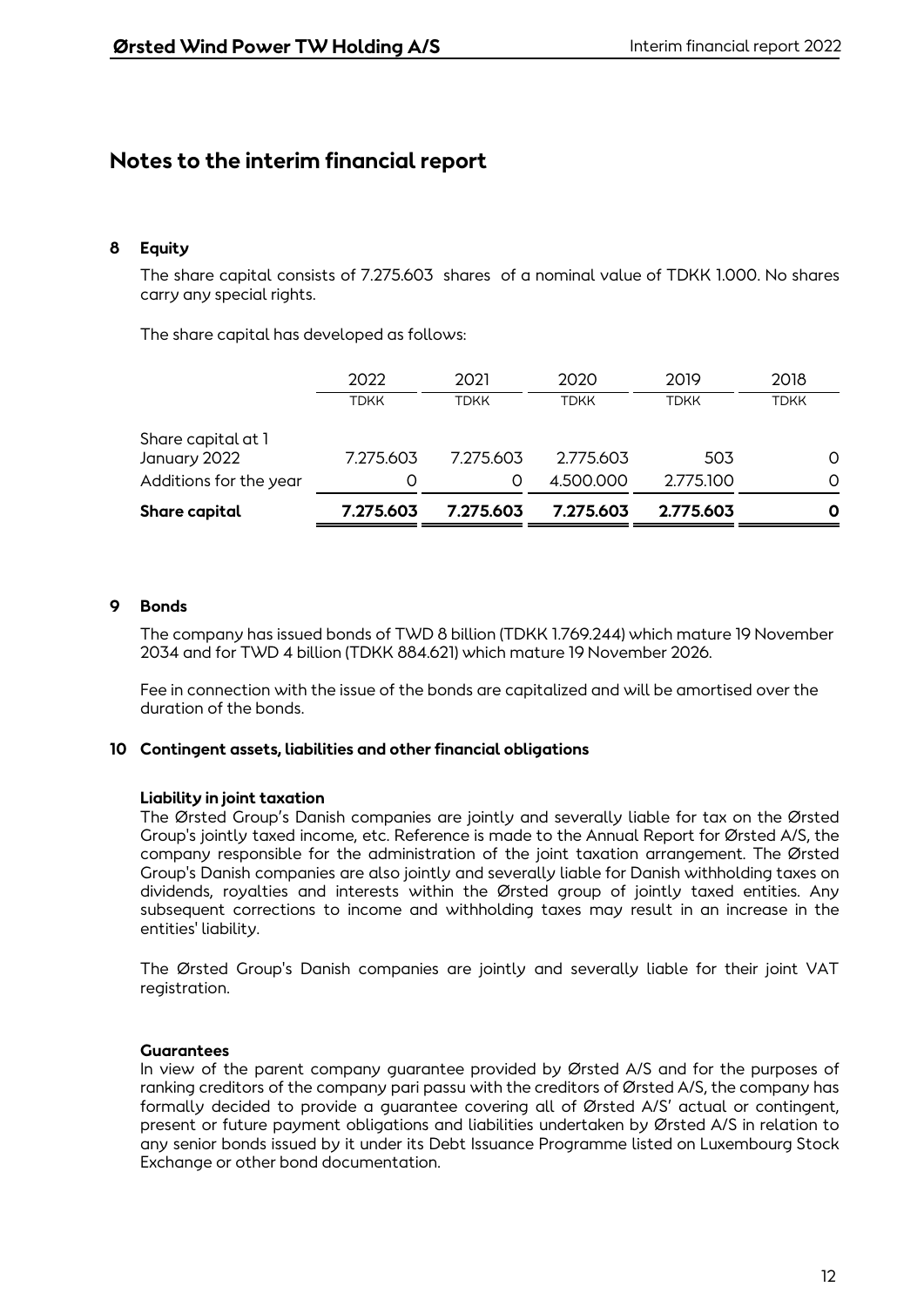# Notes to the interim financial report

## 8 Equity

The share capital consists of 7.275.603 shares of a nominal value of TDKK 1.000. No shares carry any special rights.

The share capital has developed as follows:

| | 2022 | 2021 | 2020 | 2019 | 2018 |
|---|---|---|---|---|---|
| | TDKK | TDKK | TDKK | TDKK | TDKK |
| Share capital at 1 January 2022 | 7.275.603 | 7.275.603 | 2.775.603 | 503 | 0 |
| Additions for the year | 0 | 0 | 4.500.000 | 2.775.100 | 0 |
| **Share capital** | **7.275.603** | **7.275.603** | **7.275.603** | **2.775.603** | **0** |

## 9 Bonds

The company has issued bonds of TWD 8 billion (TDKK 1.769.244) which mature 19 November 2034 and for TWD 4 billion (TDKK 884.621) which mature 19 November 2026.

Fee in connection with the issue of the bonds are capitalized and will be amortised over the duration of the bonds.

## 10 Contingent assets, liabilities and other financial obligations

### Liability in joint taxation

The Ørsted Group's Danish companies are jointly and severally liable for tax on the Ørsted Group's jointly taxed income, etc. Reference is made to the Annual Report for Ørsted A/S, the company responsible for the administration of the joint taxation arrangement. The Ørsted Group's Danish companies are also jointly and severally liable for Danish withholding taxes on dividends, royalties and interests within the Ørsted group of jointly taxed entities. Any subsequent corrections to income and withholding taxes may result in an increase in the entities' liability.

The Ørsted Group's Danish companies are jointly and severally liable for their joint VAT registration.

### Guarantees

In view of the parent company guarantee provided by Ørsted A/S and for the purposes of ranking creditors of the company pari passu with the creditors of Ørsted A/S, the company has formally decided to provide a guarantee covering all of Ørsted A/S' actual or contingent, present or future payment obligations and liabilities undertaken by Ørsted A/S in relation to any senior bonds issued by it under its Debt Issuance Programme listed on Luxembourg Stock Exchange or other bond documentation.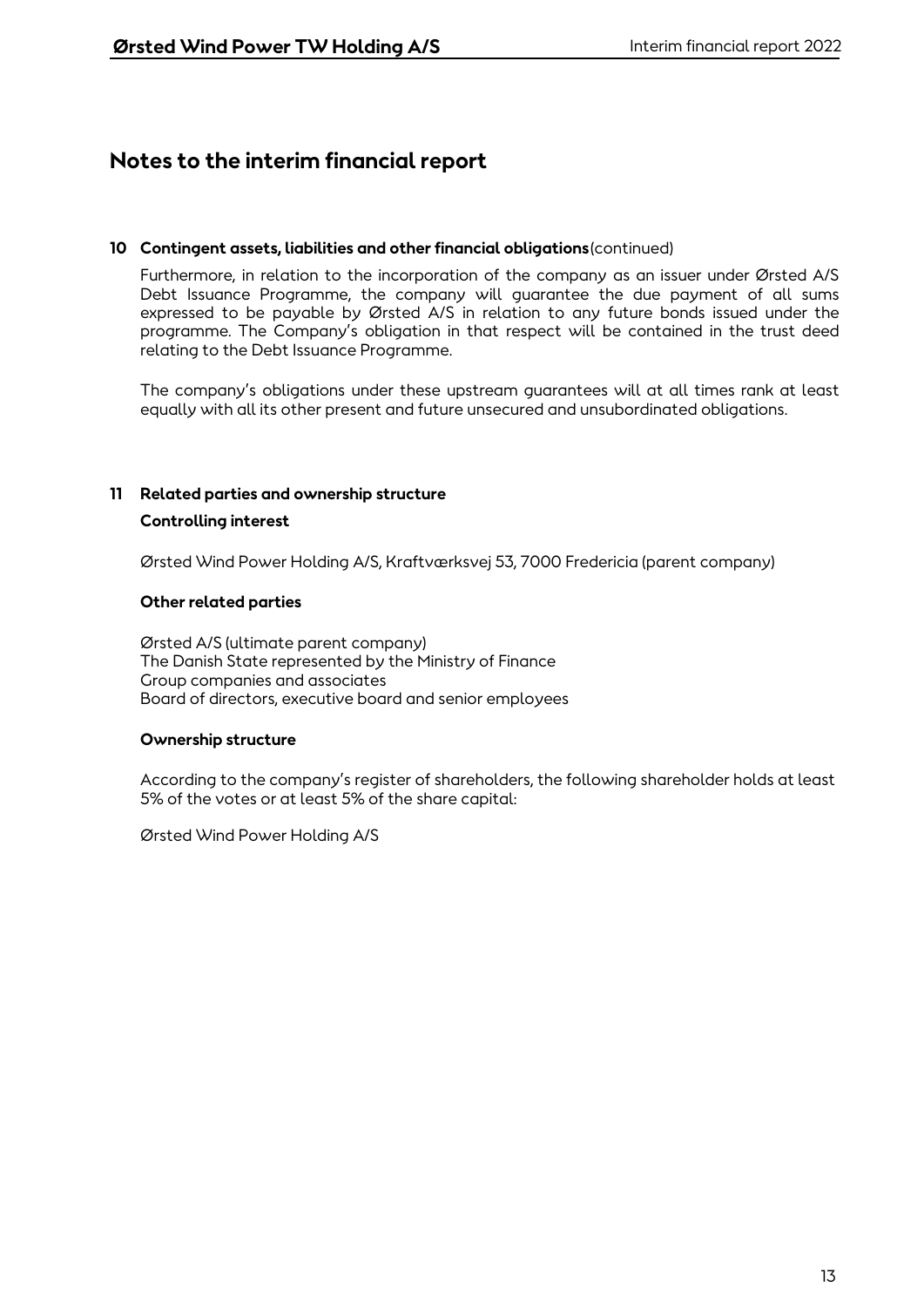# Notes to the interim financial report

## 10 Contingent assets, liabilities and other financial obligations (continued)

Furthermore, in relation to the incorporation of the company as an issuer under Ørsted A/S Debt Issuance Programme, the company will guarantee the due payment of all sums expressed to be payable by Ørsted A/S in relation to any future bonds issued under the programme. The Company's obligation in that respect will be contained in the trust deed relating to the Debt Issuance Programme.

The company's obligations under these upstream guarantees will at all times rank at least equally with all its other present and future unsecured and unsubordinated obligations.

## 11 Related parties and ownership structure

### Controlling interest

Ørsted Wind Power Holding A/S, Kraftværksvej 53, 7000 Fredericia (parent company)

### Other related parties

Ørsted A/S (ultimate parent company)
The Danish State represented by the Ministry of Finance
Group companies and associates
Board of directors, executive board and senior employees

### Ownership structure

According to the company's register of shareholders, the following shareholder holds at least 5% of the votes or at least 5% of the share capital:

Ørsted Wind Power Holding A/S